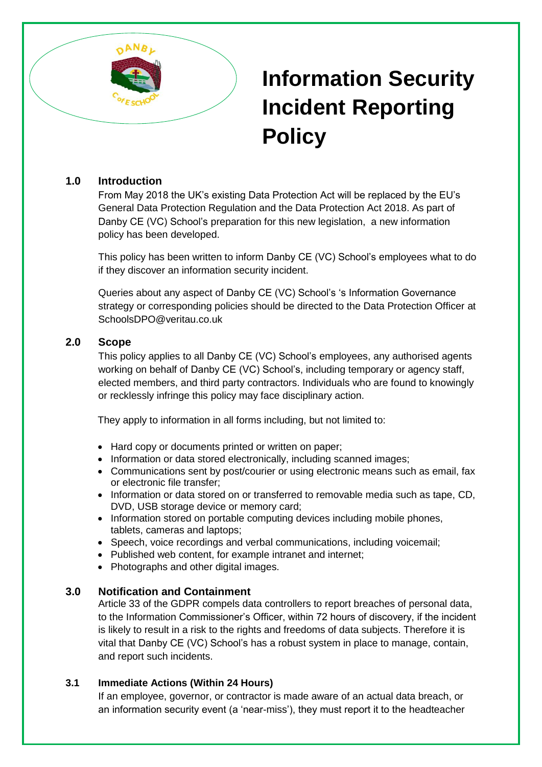# Information Security Incident Reporting Policy

## 1.0 Introduction

From May 2018 the UK's existing Data Protection Act will be replaced by the EU's General Data Protection Regulation and the Data Protection Act 2018. As part of Danby CE (VC) School's preparation for this new legislation, a new information policy has been developed.

This policy has been written to inform Danby CE (VC) School's employees what to do if they discover an information security incident.

Queries about any aspect of Danby CE (VC) School's 's Information Governance strategy or corresponding policies should be directed to the Data Protection Officer at SchoolsDPO@veritau.co.uk

## 2.0 Scope

This policy applies to all Danby CE (VC) School's employees, any authorised agents working on behalf of Danby CE (VC) School's, including temporary or agency staff, elected members, and third party contractors. Individuals who are found to knowingly or recklessly infringe this policy may face disciplinary action.

They apply to information in all forms including, but not limited to:

- Hard copy or documents printed or written on paper;
- Information or data stored electronically, including scanned images;
- Communications sent by post/courier or using electronic means such as email, fax or electronic file transfer;
- Information or data stored on or transferred to removable media such as tape, CD, DVD, USB storage device or memory card;
- Information stored on portable computing devices including mobile phones, tablets, cameras and laptops;
- Speech, voice recordings and verbal communications, including voicemail;
- Published web content, for example intranet and internet;
- Photographs and other digital images.

## 3.0 Notification and Containment

Article 33 of the GDPR compels data controllers to report breaches of personal data, to the Information Commissioner's Officer, within 72 hours of discovery, if the incident is likely to result in a risk to the rights and freedoms of data subjects. Therefore it is vital that Danby CE (VC) School's has a robust system in place to manage, contain, and report such incidents.

### 3.1 Immediate Actions (Within 24 Hours)

If an employee, governor, or contractor is made aware of an actual data breach, or an information security event (a 'near-miss'), they must report it to the headteacher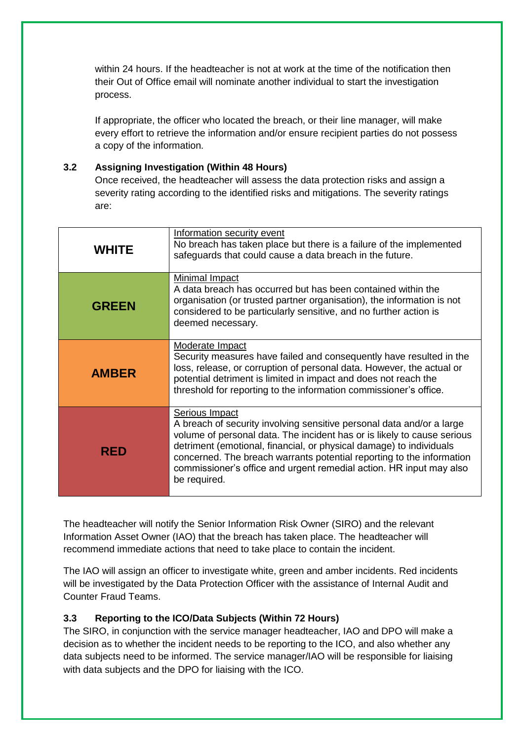within 24 hours. If the headteacher is not at work at the time of the notification then their Out of Office email will nominate another individual to start the investigation process.

If appropriate, the officer who located the breach, or their line manager, will make every effort to retrieve the information and/or ensure recipient parties do not possess a copy of the information.

### 3.2 Assigning Investigation (Within 48 Hours)

Once received, the headteacher will assess the data protection risks and assign a severity rating according to the identified risks and mitigations. The severity ratings are:

| | |
|---|---|
| **WHITE** | Information security event<br>No breach has taken place but there is a failure of the implemented safeguards that could cause a data breach in the future. |
| **GREEN** | Minimal Impact<br>A data breach has occurred but has been contained within the organisation (or trusted partner organisation), the information is not considered to be particularly sensitive, and no further action is deemed necessary. |
| **AMBER** | Moderate Impact<br>Security measures have failed and consequently have resulted in the loss, release, or corruption of personal data. However, the actual or potential detriment is limited in impact and does not reach the threshold for reporting to the information commissioner's office. |
| **RED** | Serious Impact<br>A breach of security involving sensitive personal data and/or a large volume of personal data. The incident has or is likely to cause serious detriment (emotional, financial, or physical damage) to individuals concerned. The breach warrants potential reporting to the information commissioner's office and urgent remedial action. HR input may also be required. |

The headteacher will notify the Senior Information Risk Owner (SIRO) and the relevant Information Asset Owner (IAO) that the breach has taken place. The headteacher will recommend immediate actions that need to take place to contain the incident.

The IAO will assign an officer to investigate white, green and amber incidents. Red incidents will be investigated by the Data Protection Officer with the assistance of Internal Audit and Counter Fraud Teams.

### 3.3 Reporting to the ICO/Data Subjects (Within 72 Hours)

The SIRO, in conjunction with the service manager headteacher, IAO and DPO will make a decision as to whether the incident needs to be reporting to the ICO, and also whether any data subjects need to be informed. The service manager/IAO will be responsible for liaising with data subjects and the DPO for liaising with the ICO.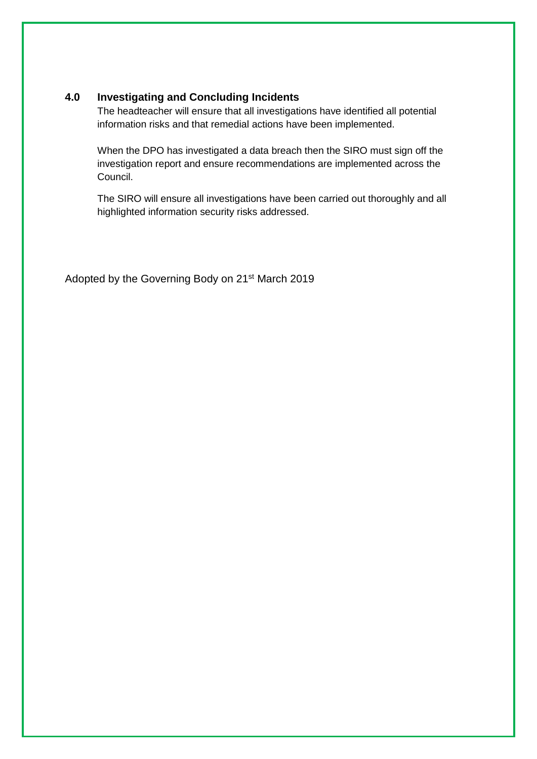## 4.0 Investigating and Concluding Incidents

The headteacher will ensure that all investigations have identified all potential information risks and that remedial actions have been implemented.

When the DPO has investigated a data breach then the SIRO must sign off the investigation report and ensure recommendations are implemented across the Council.

The SIRO will ensure all investigations have been carried out thoroughly and all highlighted information security risks addressed.

Adopted by the Governing Body on 21st March 2019